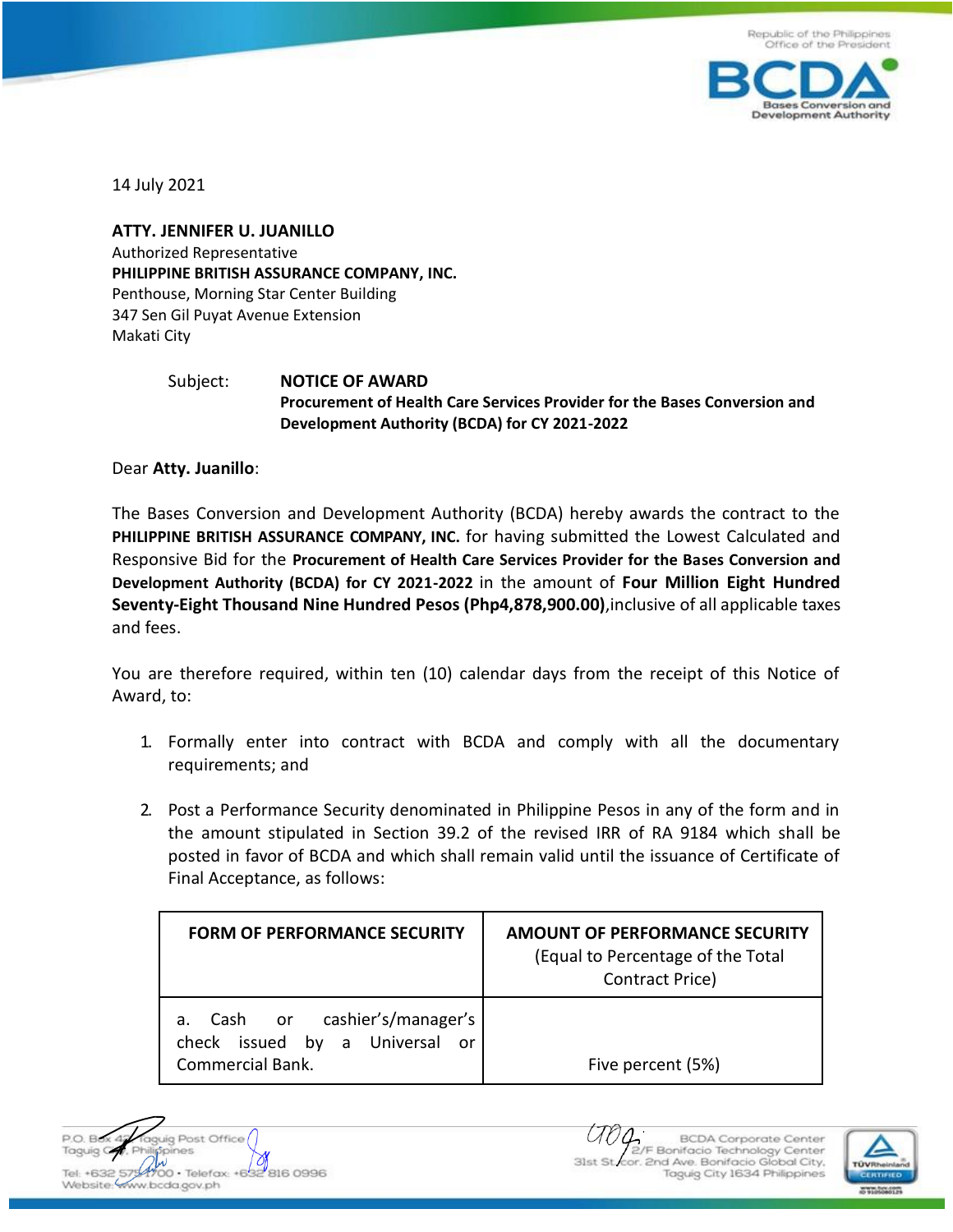14 July 2021

**ATTY. JENNIFER U. JUANILLO**
Authorized Representative
**PHILIPPINE BRITISH ASSURANCE COMPANY, INC.**
Penthouse, Morning Star Center Building
347 Sen Gil Puyat Avenue Extension
Makati City

Subject: **NOTICE OF AWARD**
**Procurement of Health Care Services Provider for the Bases Conversion and Development Authority (BCDA) for CY 2021-2022**

Dear **Atty. Juanillo**:

The Bases Conversion and Development Authority (BCDA) hereby awards the contract to the **PHILIPPINE BRITISH ASSURANCE COMPANY, INC.** for having submitted the Lowest Calculated and Responsive Bid for the **Procurement of Health Care Services Provider for the Bases Conversion and Development Authority (BCDA) for CY 2021-2022** in the amount of **Four Million Eight Hundred Seventy-Eight Thousand Nine Hundred Pesos (Php4,878,900.00)**,inclusive of all applicable taxes and fees.

You are therefore required, within ten (10) calendar days from the receipt of this Notice of Award, to:

1. Formally enter into contract with BCDA and comply with all the documentary requirements; and

2. Post a Performance Security denominated in Philippine Pesos in any of the form and in the amount stipulated in Section 39.2 of the revised IRR of RA 9184 which shall be posted in favor of BCDA and which shall remain valid until the issuance of Certificate of Final Acceptance, as follows:

| FORM OF PERFORMANCE SECURITY | AMOUNT OF PERFORMANCE SECURITY (Equal to Percentage of the Total Contract Price) |
|---|---|
| a. Cash or cashier's/manager's check issued by a Universal or Commercial Bank. | Five percent (5%) |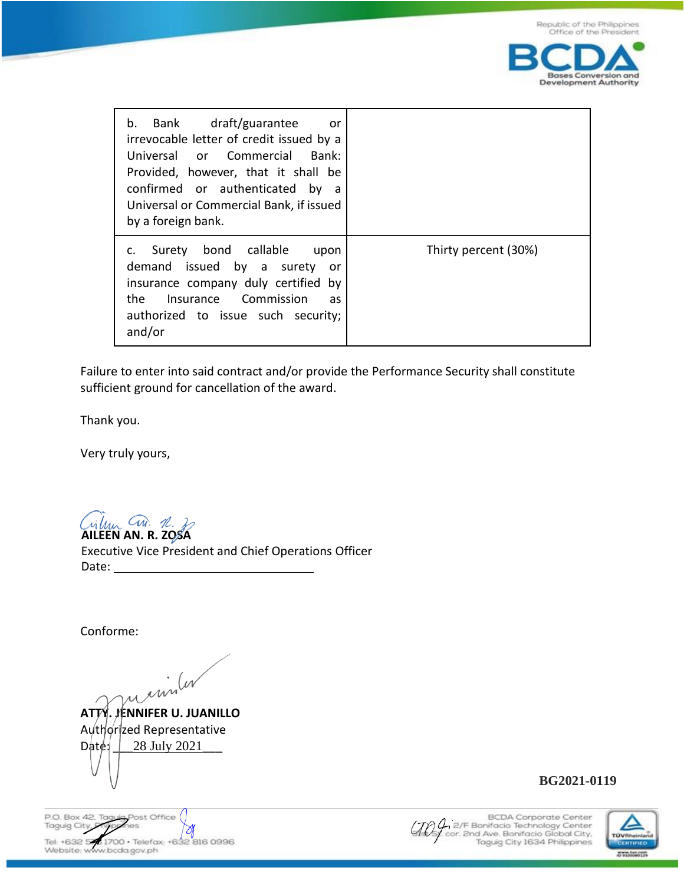| | |
|---|---|
| b. Bank draft/guarantee or irrevocable letter of credit issued by a Universal or Commercial Bank: Provided, however, that it shall be confirmed or authenticated by a Universal or Commercial Bank, if issued by a foreign bank. | |
| c. Surety bond callable upon demand issued by a surety or insurance company duly certified by the Insurance Commission as authorized to issue such security; and/or | Thirty percent (30%) |

Failure to enter into said contract and/or provide the Performance Security shall constitute sufficient ground for cancellation of the award.

Thank you.

Very truly yours,

**AILEEN AN. R. ZOSA**
Executive Vice President and Chief Operations Officer
Date: ______________________________

Conforme:

**ATTY. JENNIFER U. JUANILLO**
Authorized Representative
Date: ___28 July 2021___

**BG2021-0119**